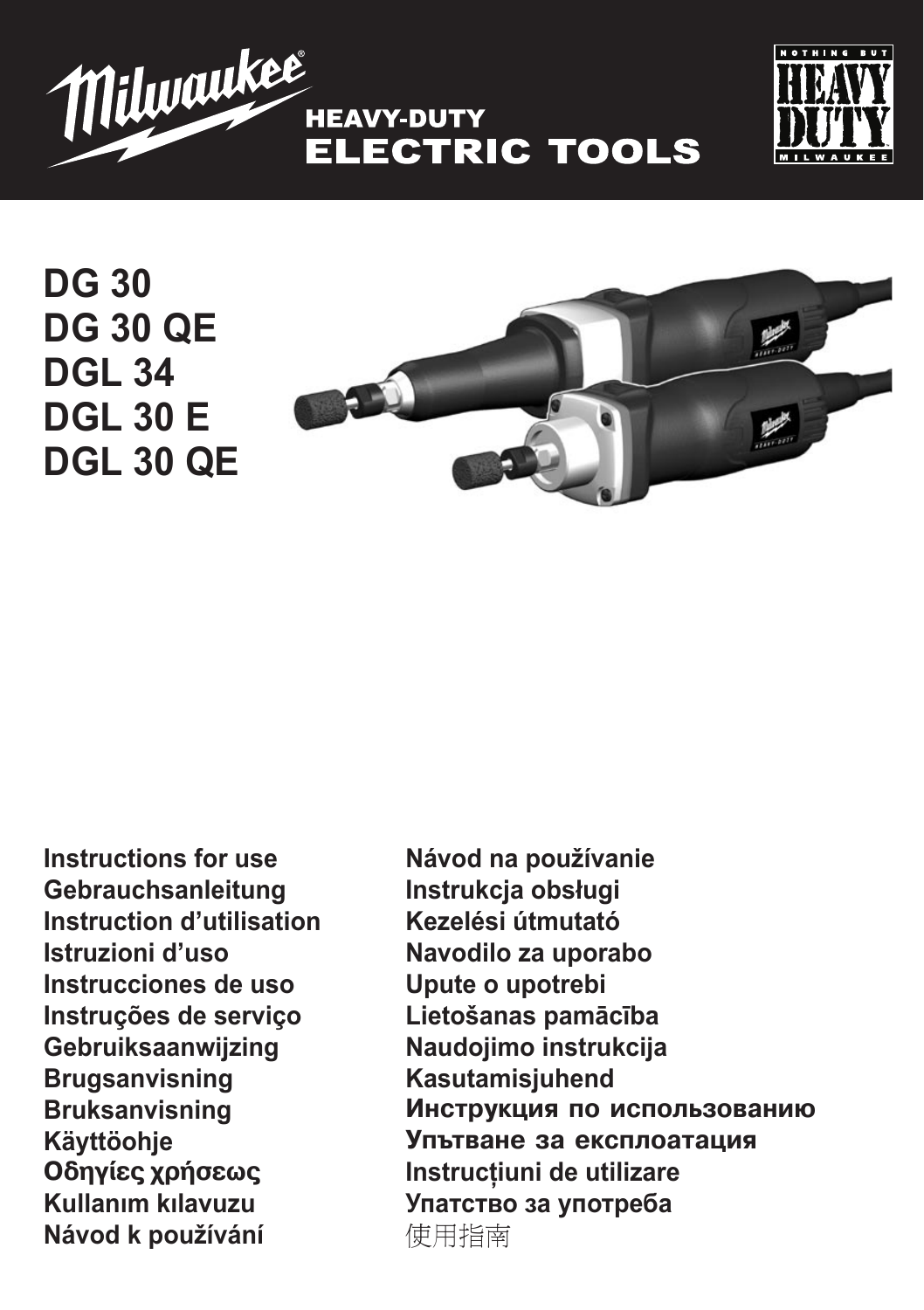Milwaukee®

HEAVY-DUTY
ELECTRIC TOOLS

NOTHING BUT HEAVY DUTY MILWAUKEE

# DG 30
# DG 30 QE
# DGL 34
# DGL 30 E
# DGL 30 QE

**Instructions for use**
**Gebrauchsanleitung**
**Instruction d'utilisation**
**Istruzioni d'uso**
**Instrucciones de uso**
**Instruções de serviço**
**Gebruiksaanwijzing**
**Brugsanvisning**
**Bruksanvisning**
**Käyttöohje**
**Οδηγίες χρήσεως**
**Kullanım kılavuzu**
**Návod k používání**
**Návod na používanie**
**Instrukcja obsługi**
**Kezelési útmutató**
**Navodilo za uporabo**
**Upute o upotrebi**
**Lietošanas pamācība**
**Naudojimo instrukcija**
**Kasutamisjuhend**
**Инструкция по использованию**
**Упътване за експлоатация**
**Instrucțiuni de utilizare**
**Упатство за употреба**
使用指南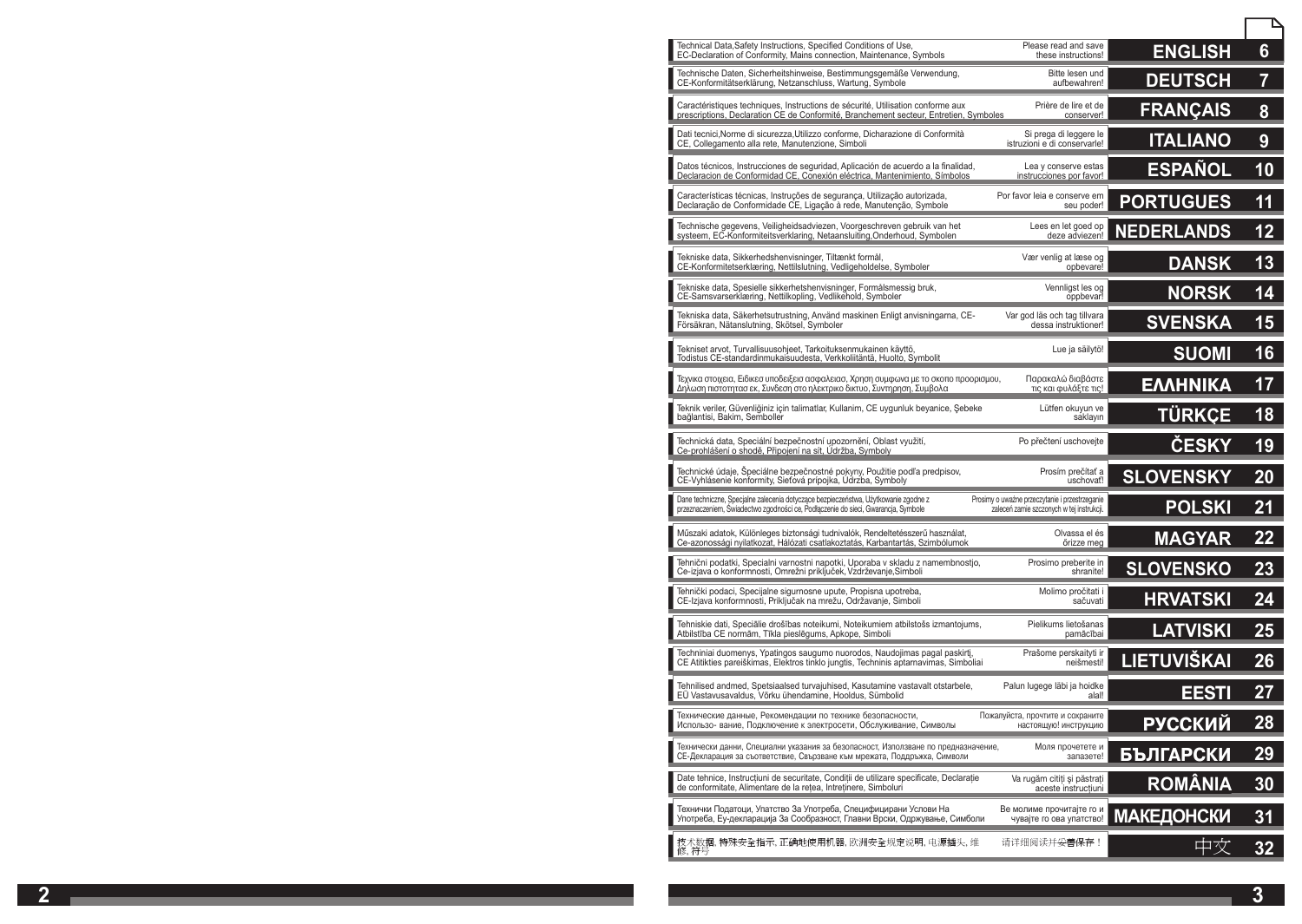| | | | |
|---|---|---|---|
| Technical Data,Safety Instructions, Specified Conditions of Use, EC-Declaration of Conformity, Mains connection, Maintenance, Symbols | Please read and save these instructions! | ENGLISH | 6 |
| Technische Daten, Sicherheitshinweise, Bestimmungsgemäße Verwendung, CE-Konformitätserklärung, Netzanschluss, Wartung, Symbole | Bitte lesen und aufbewahren! | DEUTSCH | 7 |
| Caractéristiques techniques, Instructions de sécurité, Utilisation conforme aux prescriptions, Declaration CE de Conformité, Branchement secteur, Entretien, Symboles | Prière de lire et de conserver! | FRANÇAIS | 8 |
| Dati tecnici,Norme di sicurezza,Utilizzo conforme, Dicharazione di Conformità CE, Collegamento alla rete, Manutenzione, Simboli | Si prega di leggere le istruzioni e di conservarle! | ITALIANO | 9 |
| Datos técnicos, Instrucciones de seguridad, Aplicación de acuerdo a la finalidad, Declaracion de Conformidad CE, Conexión eléctrica, Mantenimiento, Símbolos | Lea y conserve estas instrucciones por favor! | ESPAÑOL | 10 |
| Características técnicas, Instruções de segurança, Utilização autorizada, Declaração de Conformidade CE, Ligação à rede, Manutenção, Symbole | Por favor leia e conserve em seu poder! | PORTUGUES | 11 |
| Technische gegevens, Veiligheidsadviezen, Voorgeschreven gebruik van het systeem, EC-Konformiteitsverklaring, Netaansluiting,Onderhoud, Symbolen | Lees en let goed op deze adviezen! | NEDERLANDS | 12 |
| Tekniske data, Sikkerhedshenvisninger, Tiltænkt formål, CE-Konformitetserklæring, Nettilslutning, Vedligeholdelse, Symboler | Vær venlig at læse og opbevare! | DANSK | 13 |
| Tekniske data, Spesielle sikkerhetshenvisninger, Formålsmessig bruk, CE-Samsvarserklæring, Nettilkopling, Vedlikehold, Symboler | Vennligst les og oppbevar! | NORSK | 14 |
| Tekniska data, Säkerhetsutrustning, Använd maskinen Enligt anvisningarna, CE-Försäkran, Nätanslutning, Skötsel, Symboler | Var god läs och tag tillvara dessa instruktioner! | SVENSKA | 15 |
| Tekniset arvot, Turvallisuusohjeet, Tarkoituksenmukainen käyttö, Todistus CE-standardinmukaisuudesta, Verkkoliitäntä, Huolto, Symbolit | Lue ja säilytö! | SUOMI | 16 |
| Τεχνικα στοιχεια, Ειδικεσ υποδειξειε ασφαλειασ, Χρηση συμφωνα με το οκοπο προορισμου, Δηλωση πιστοτητασ εκ, Συνδεση στο ηλεκτρικο δικτυο, Συντηρηση, Συμβολα | Παρακαλώ διαβάστε τις και φυλάξτε τις! | ΕΛΛΗΝΙΚΑ | 17 |
| Teknik veriler, Güvenliğiniz için talimatlar, Kullanim, CE uygunluk beyanice, Şebeke bağlantisi, Bakim, Semboller | Lütfen okuyun ve saklayın | TÜRKÇE | 18 |
| Technická data, Speciální bezpečnostní upozornění, Oblast využití, Ce-prohlášení o shodě, Připojení na síť, Údržba, Symboly | Po přečtení uschovejte | ČESKY | 19 |
| Technické údaje, Špeciálne bezpečnostné pokyny, Použitie podľa predpisov, CE-Vyhlásenie konformity, Sieťová prípojka, Údržba, Symboly | Prosím prečítať a uschovať! | SLOVENSKY | 20 |
| Dane techniczne, Specjalne zalecenia dotyczące bezpieczeństwa, Użytkowanie zgodne z przeznaczeniem, Świadectwo zgodności ce, Podłączenie do sieci, Gwarancja, Symbole | Prosimy o uważne przeczytanie i przestrzeganie zaleceń zamie szczonych w tej instrukcji. | POLSKI | 21 |
| Műszaki adatok, Különleges biztonsági tudnivalók, Rendeltetésszerű használat, Ce-azonossági nyilatkozat, Hálózati csatlakoztatás, Karbantartás, Szimbólumok | Olvassa el és őrizze meg | MAGYAR | 22 |
| Tehnični podatki, Specialni varnostni napotki, Uporaba v skladu z namembnostjo, Ce-izjava o konformnosti, Omrežni priključek, Vzdrževanje,Simboli | Prosimo preberite in shranite! | SLOVENSKO | 23 |
| Tehnički podaci, Specijalne sigurnosne upute, Propisna upotreba, CE-Izjava konformnosti, Priključak na mrežu, Održavanje, Simboli | Molimo pročitati i sačuvati | HRVATSKI | 24 |
| Tehniskie dati, Speciālie drošības noteikumi, Noteikumiem atbilstošs izmantojums, Atbilstība CE normām, Tīkla pieslēgums, Apkope, Simboli | Pielikums lietošanas pamācībai | LATVISKI | 25 |
| Techniniai duomenys, Ypatingos saugumo nuorodos, Naudojimas pagal paskirtį, CE Atitikties pareiškimas, Elektros tinklo jungtis, Techninis aptarnavimas, Simboliai | Prašome perskaityti ir neišmesti! | LIETUVIŠKAI | 26 |
| Tehnilised andmed, Spetsiaalsed turvajuhised, Kasutamine vastavalt otstarbele, EÜ Vastavusavaldus, Võrku ühendamine, Hooldus, Sümbolid | Palun lugege läbi ja hoidke alal! | EESTI | 27 |
| Технические данные, Рекомендации по технике безопасности, Использо- вание, Подключение к электросети, Обслуживание, Символы | Пожалуйста, прочтите и сохраните настоящую! инструкцию | РУССКИЙ | 28 |
| Технически данни, Специални указания за безопасност, Използване по предназначение, CE-Декларация за съответствие, Свързване към мрежата, Поддръжка, Символи | Моля прочетете и запазете! | БЪЛГАРСКИ | 29 |
| Date tehnice, Instrucţiuni de securitate, Condiţii de utilizare specificate, Declaraţie de conformitate, Alimentare de la reţea, Intreţinere, Simboluri | Va rugăm citiţi şi păstraţi aceste instrucţiuni | ROMÂNIA | 30 |
| Технички Податоци, Упатство За Употреба, Спецификирани Услови На Употреба, Еу-декларација За Сообразност, Главни Врски, Одржување, Симболи | Ве молиме прочитајте го и чувајте го ова упатство! | МАКЕДОНСКИ | 31 |
| 技术数据, 特殊安全指示, 正确地使用机器, 欧洲安全规定说明, 电源插头, 维修, 符号 | 请详细阅读并妥善保存！ | 中文 | 32 |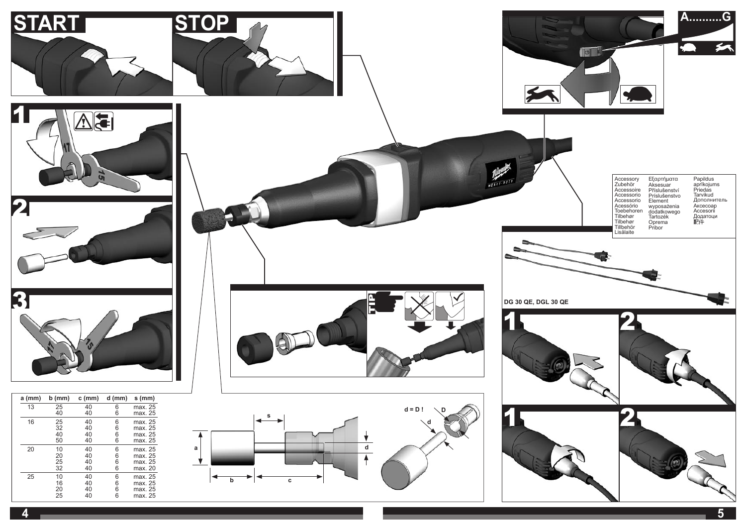START

STOP

1

2

3

17

15

A..........G

TIP

| a (mm) | b (mm) | c (mm) | d (mm) | s (mm) |
|---|---|---|---|---|
| 13 | 25 | 40 | 6 | max. 25 |
| | 40 | 40 | 6 | max. 25 |
| 16 | 25 | 40 | 6 | max. 25 |
| | 32 | 40 | 6 | max. 25 |
| | 40 | 40 | 6 | max. 25 |
| | 50 | 40 | 6 | max. 25 |
| 20 | 10 | 40 | 6 | max. 25 |
| | 20 | 40 | 6 | max. 25 |
| | 25 | 40 | 6 | max. 25 |
| | 32 | 40 | 6 | max. 20 |
| 25 | 10 | 40 | 6 | max. 25 |
| | 16 | 40 | 6 | max. 25 |
| | 20 | 40 | 6 | max. 25 |
| | 25 | 40 | 6 | max. 25 |

s

a

b

c

d

d = D !

D

d

| | | |
|---|---|---|
| Accessory | Εξαρτήματα | Papildus |
| Zubehör | Aksesuar | aprīkojums |
| Accessoire | Příslušenství | Priedas |
| Accessorio | Príslušenstvo | Tarvikud |
| Accesorio | Element | Дополнитель |
| Acessório | wyposażenia | Аксесоар |
| Toebehoren | dodatkowego | Accesorii |
| Tilbehør | Tartozék | Додатоци |
| Tilbehør | Oprema | 配件 |
| Tillbehör | Pribor | |
| Lisälaite | | |

DG 30 QE, DGL 30 QE

1

2

1

2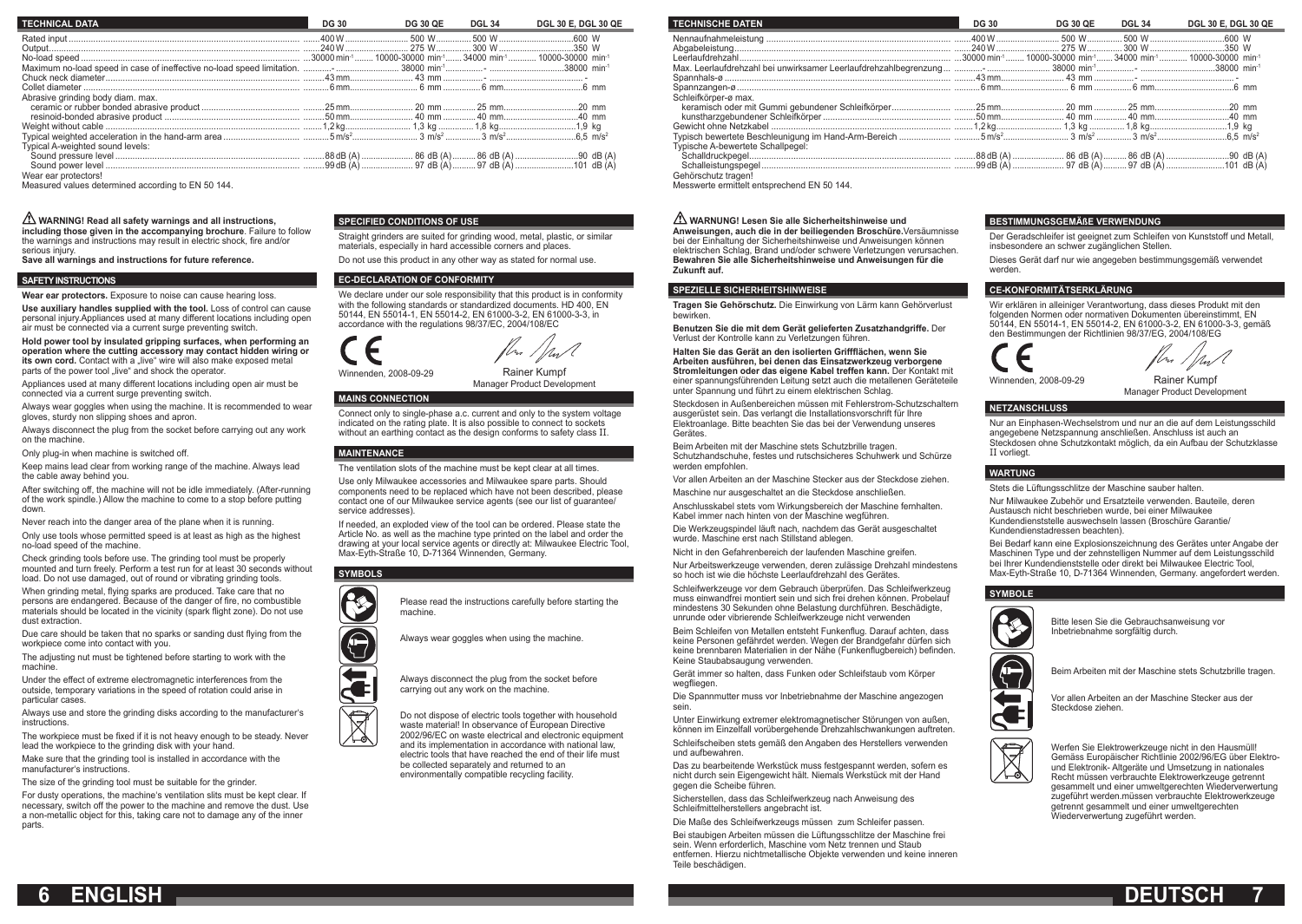## TECHNICAL DATA

| TECHNICAL DATA | DG 30 | DG 30 QE | DGL 34 | DGL 30 E, DGL 30 QE |
|---|---|---|---|---|
| Rated input | 400 W | 500 W | 500 W | 600 W |
| Output | 240 W | 275 W | 300 W | 350 W |
| No-load speed | 30000 min$^{-1}$ | 10000-30000 min$^{-1}$ | 34000 min$^{-1}$ | 10000-30000 min$^{-1}$ |
| Maximum no-load speed in case of ineffective no-load speed limitation. | - | 38000 min$^{-1}$ | - | 38000 min$^{-1}$ |
| Chuck neck diameter | 43 mm | 43 mm | - | - |
| Collet diameter | 6 mm | 6 mm | 6 mm | 6 mm |
| Abrasive grinding body diam. max. | | | | |
| ceramic or rubber bonded abrasive product | 25 mm | 20 mm | 25 mm | 20 mm |
| resinoid-bonded abrasive product | 50 mm | 40 mm | 40 mm | 40 mm |
| Weight without cable | 1,2 kg | 1,3 kg | 1,8 kg | 1,9 kg |
| Typical weighted acceleration in the hand-arm area | 5 m/s$^2$ | 3 m/s$^2$ | 3 m/s$^2$ | 6,5 m/s$^2$ |
| Typical A-weighted sound levels: | | | | |
| Sound pressure level | 88 dB (A) | 86 dB (A) | 86 dB (A) | 90 dB (A) |
| Sound power level | 99 dB (A) | 97 dB (A) | 97 dB (A) | 101 dB (A) |
| Wear ear protectors! | | | | |

Measured values determined according to EN 50 144.

**⚠ WARNING! Read all safety warnings and all instructions, including those given in the accompanying brochure.** Failure to follow the warnings and instructions may result in electric shock, fire and/or serious injury.

**Save all warnings and instructions for future reference.**

### SAFETY INSTRUCTIONS

**Wear ear protectors.** Exposure to noise can cause hearing loss.

**Use auxiliary handles supplied with the tool.** Loss of control can cause personal injury.Appliances used at many different locations including open air must be connected via a current surge preventing switch.

**Hold power tool by insulated gripping surfaces, when performing an operation where the cutting accessory may contact hidden wiring or its own cord.** Contact with a „live" wire will also make exposed metal parts of the power tool „live" and shock the operator.

Appliances used at many different locations including open air must be connected via a current surge preventing switch.

Always wear goggles when using the machine. It is recommended to wear gloves, sturdy non slipping shoes and apron.

Always disconnect the plug from the socket before carrying out any work on the machine.

Only plug-in when machine is switched off.

Keep mains lead clear from working range of the machine. Always lead the cable away behind you.

After switching off, the machine will not be idle immediately. (After-running of the work spindle.) Allow the machine to come to a stop before putting down.

Never reach into the danger area of the plane when it is running.

Only use tools whose permitted speed is at least as high as the highest no-load speed of the machine.

Check grinding tools before use. The grinding tool must be properly mounted and turn freely. Perform a test run for at least 30 seconds without load. Do not use damaged, out of round or vibrating grinding tools.

When grinding metal, flying sparks are produced. Take care that no persons are endangered. Because of the danger of fire, no combustible materials should be located in the vicinity (spark flight zone). Do not use dust extraction.

Due care should be taken that no sparks or sanding dust flying from the workpiece come into contact with you.

The adjusting nut must be tightened before starting to work with the machine.

Under the effect of extreme electromagnetic interferences from the outside, temporary variations in the speed of rotation could arise in particular cases.

Always use and store the grinding disks according to the manufacturer's instructions.

The workpiece must be fixed if it is not heavy enough to be steady. Never lead the workpiece to the grinding disk with your hand.

Make sure that the grinding tool is installed in accordance with the manufacturer's instructions.

The size of the grinding tool must be suitable for the grinder.

For dusty operations, the machine's ventilation slits must be kept clear. If necessary, switch off the power to the machine and remove the dust. Use a non-metallic object for this, taking care not to damage any of the inner parts.

### SPECIFIED CONDITIONS OF USE

Straight grinders are suited for grinding wood, metal, plastic, or similar materials, especially in hard accessible corners and places.

Do not use this product in any other way as stated for normal use.

### EC-DECLARATION OF CONFORMITY

We declare under our sole responsibility that this product is in conformity with the following standards or standardized documents. HD 400, EN 50144, EN 55014-1, EN 55014-2, EN 61000-3-2, EN 61000-3-3, in accordance with the regulations 98/37/EC, 2004/108/EC

Winnenden, 2008-09-29

Rainer Kumpf
Manager Product Development

### MAINS CONNECTION

Connect only to single-phase a.c. current and only to the system voltage indicated on the rating plate. It is also possible to connect to sockets without an earthing contact as the design conforms to safety class II.

### MAINTENANCE

The ventilation slots of the machine must be kept clear at all times.

Use only Milwaukee accessories and Milwaukee spare parts. Should components need to be replaced which have not been described, please contact one of our Milwaukee service agents (see our list of guarantee/service addresses).

If needed, an exploded view of the tool can be ordered. Please state the Article No. as well as the machine type printed on the label and order the drawing at your local service agents or directly at: Milwaukee Electric Tool, Max-Eyth-Straße 10, D-71364 Winnenden, Germany.

### SYMBOLS

Please read the instructions carefully before starting the machine.

Always wear goggles when using the machine.

Always disconnect the plug from the socket before carrying out any work on the machine.

Do not dispose of electric tools together with household waste material! In observance of European Directive 2002/96/EC on waste electrical and electronic equipment and its implementation in accordance with national law, electric tools that have reached the end of their life must be collected separately and returned to an environmentally compatible recycling facility.

## TECHNISCHE DATEN

| TECHNISCHE DATEN | DG 30 | DG 30 QE | DGL 34 | DGL 30 E, DGL 30 QE |
|---|---|---|---|---|
| Nennaufnahmeleistung | 400 W | 500 W | 500 W | 600 W |
| Abgabeleistung | 240 W | 275 W | 300 W | 350 W |
| Leerlaufdrehzahl | 30000 min$^{-1}$ | 10000-30000 min$^{-1}$ | 34000 min$^{-1}$ | 10000-30000 min$^{-1}$ |
| Max. Leerlaufdrehzahl bei unwirksamer Leerlaufdrehzahlbegrenzung | - | 38000 min$^{-1}$ | - | 38000 min$^{-1}$ |
| Spannhals-ø | 43 mm | 43 mm | - | - |
| Spannzangen-ø | 6 mm | 6 mm | 6 mm | 6 mm |
| Schleifkörper-ø max. | | | | |
| keramisch oder mit Gummi gebundener Schleifkörper | 25 mm | 20 mm | 25 mm | 20 mm |
| kunstharzgebundener Schleifkörper | 50 mm | 40 mm | 40 mm | 40 mm |
| Gewicht ohne Netzkabel | 1,2 kg | 1,3 kg | 1,8 kg | 1,9 kg |
| Typisch bewertete Beschleunigung im Hand-Arm-Bereich | 5 m/s$^2$ | 3 m/s$^2$ | 3 m/s$^2$ | 6,5 m/s$^2$ |
| Typische A-bewertete Schallpegel: | | | | |
| Schalldruckpegel | 88 dB (A) | 86 dB (A) | 86 dB (A) | 90 dB (A) |
| Schallleistungspegel | 99 dB (A) | 97 dB (A) | 97 dB (A) | 101 dB (A) |
| Gehörschutz tragen! | | | | |

Messwerte ermittelt entsprechend EN 50 144.

**⚠ WARNUNG! Lesen Sie alle Sicherheitshinweise und Anweisungen, auch die in der beiliegenden Broschüre.** Versäumnisse bei der Einhaltung der Sicherheitshinweise und Anweisungen können elektrischen Schlag, Brand und/oder schwere Verletzungen verursachen. **Bewahren Sie alle Sicherheitshinweise und Anweisungen für die Zukunft auf.**

### SPEZIELLE SICHERHEITSHINWEISE

**Tragen Sie Gehörschutz.** Die Einwirkung von Lärm kann Gehörverlust bewirken.

**Benutzen Sie die mit dem Gerät gelieferten Zusatzhandgriffe.** Der Verlust der Kontrolle kann zu Verletzungen führen.

**Halten Sie das Gerät an den isolierten Griffflächen, wenn Sie Arbeiten ausführen, bei denen das Einsatzwerkzeug verborgene Stromleitungen oder das eigene Kabel treffen kann.** Der Kontakt mit einer spannungsführenden Leitung setzt auch die metallenen Geräteteile unter Spannung und führt zu einem elektrischen Schlag.

Steckdosen in Außenbereichen müssen mit Fehlerstrom-Schutzschaltern ausgerüstet sein. Das verlangt die Installationsvorschrift für Ihre Elektroanlage. Bitte beachten Sie das bei der Verwendung unseres Gerätes.

Beim Arbeiten mit der Maschine stets Schutzbrille tragen. Schutzhandschuhe, festes und rutschsicheres Schuhwerk und Schürze werden empfohlen.

Vor allen Arbeiten an der Maschine Stecker aus der Steckdose ziehen.

Maschine nur ausgeschaltet an die Steckdose anschließen.

Anschlusskabel stets vom Wirkungsbereich der Maschine fernhalten. Kabel immer nach hinten von der Maschine wegführen.

Die Werkzeugspindel läuft nach, nachdem das Gerät ausgeschaltet wurde. Maschine erst nach Stillstand ablegen.

Nicht in den Gefahrenbereich der laufenden Maschine greifen.

Nur Arbeitswerkzeuge verwenden, deren zulässige Drehzahl mindestens so hoch ist wie die höchste Leerlaufdrehzahl des Gerätes.

Schleifwerkzeuge vor dem Gebrauch überprüfen. Das Schleifwerkzeug muss einwandfrei montiert sein und sich frei drehen können. Probelauf mindestens 30 Sekunden ohne Belastung durchführen. Beschädigte, unrunde oder vibrierende Schleifwerkzeuge nicht verwenden

Beim Schleifen von Metallen entsteht Funkenflug. Darauf achten, dass keine Personen gefährdet werden. Wegen der Brandgefahr dürfen sich keine brennbaren Materialien in der Nähe (Funkenflugbereich) befinden. Keine Staubabsaugung verwenden.

Gerät immer so halten, dass Funken oder Schleifstaub vom Körper wegfliegen.

Die Spannmutter muss vor Inbetriebnahme der Maschine angezogen sein.

Unter Einwirkung extremer elektromagnetischer Störungen von außen, können im Einzelfall vorübergehende Drehzahlschwankungen auftreten.

Schleifscheiben stets gemäß den Angaben des Herstellers verwenden und aufbewahren.

Das zu bearbeitende Werkstück muss festgespannt werden, sofern es nicht durch sein Eigengewicht hält. Niemals Werkstück mit der Hand gegen die Scheibe führen.

Sicherstellen, dass das Schleifwerkzeug nach Anweisung des Schleifmittelherstellers angebracht ist.

Die Maße des Schleifwerkzeugs müssen zum Schleifer passen.

Bei staubigen Arbeiten müssen die Lüftungsschlitze der Maschine frei sein. Wenn erforderlich, Maschine vom Netz trennen und Staub entfernen. Hierzu nichtmetallische Objekte verwenden und keine inneren Teile beschädigen.

### BESTIMMUNGSGEMÄßE VERWENDUNG

Der Geradschleifer ist geeignet zum Schleifen von Kunststoff und Metall, insbesondere an schwer zugänglichen Stellen.

Dieses Gerät darf nur wie angegeben bestimmungsgemäß verwendet werden.

### CE-KONFORMITÄTSERKLÄRUNG

Wir erklären in alleiniger Verantwortung, dass dieses Produkt mit den folgenden Normen oder normativen Dokumenten übereinstimmt, EN 50144, EN 55014-1, EN 55014-2, EN 61000-3-2, EN 61000-3-3, gemäß den Bestimmungen der Richtlinien 98/37/EG, 2004/108/EG

Winnenden, 2008-09-29

Rainer Kumpf
Manager Product Development

### NETZANSCHLUSS

Nur an Einphasen-Wechselstrom und nur an die auf dem Leistungsschild angegebene Netzspannung anschließen. Anschluss ist auch an Steckdosen ohne Schutzkontakt möglich, da ein Aufbau der Schutzklasse II vorliegt.

### WARTUNG

Stets die Lüftungsschlitze der Maschine sauber halten.

Nur Milwaukee Zubehör und Ersatzteile verwenden. Bauteile, deren Austausch nicht beschrieben wurde, bei einer Milwaukee Kundendienststelle auswechseln lassen (Broschüre Garantie/ Kundendienstadressen beachten).

Bei Bedarf kann eine Explosionszeichnung des Gerätes unter Angabe der Maschinen Type und der zehnstelligen Nummer auf dem Leistungsschild bei Ihrer Kundendienststelle oder direkt bei Milwaukee Electric Tool, Max-Eyth-Straße 10, D-71364 Winnenden, Germany. angefordert werden.

### SYMBOLE

Bitte lesen Sie die Gebrauchsanweisung vor Inbetriebnahme sorgfältig durch.

Beim Arbeiten mit der Maschine stets Schutzbrille tragen.

Vor allen Arbeiten an der Maschine Stecker aus der Steckdose ziehen.

Werfen Sie Elektrowerkzeuge nicht in den Hausmüll! Gemäss Europäischer Richtlinie 2002/96/EG über Elektro- und Elektronik- Altgeräte und Umsetzung in nationales Recht müssen verbrauchte Elektrowerkzeuge getrennt gesammelt und einer umweltgerechten Wiederverwertung zugeführt werden.müssen verbrauchte Elektrowerkzeuge getrennt gesammelt und einer umweltgerechten Wiederverwertung zugeführt werden.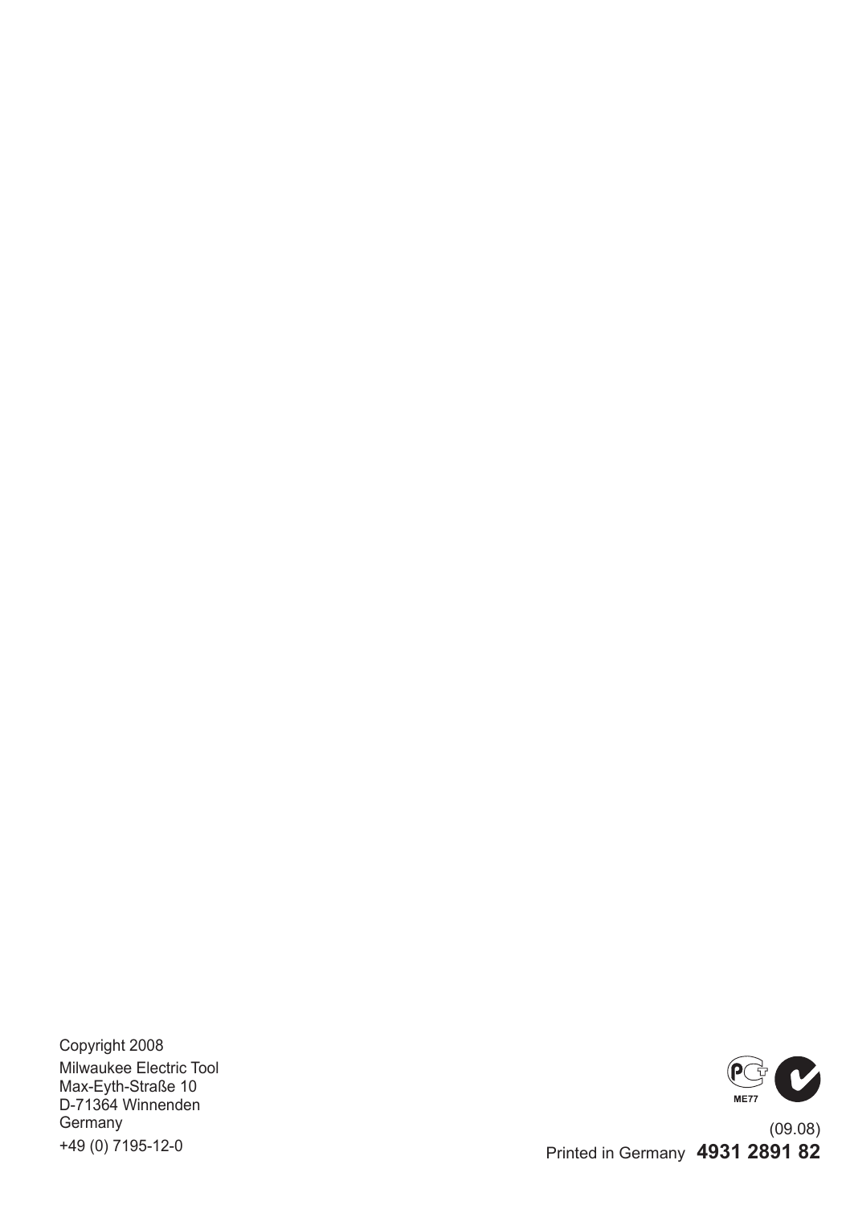Copyright 2008

Milwaukee Electric Tool
Max-Eyth-Straße 10
D-71364 Winnenden
Germany

+49 (0) 7195-12-0

ME77

(09.08)

Printed in Germany **4931 2891 82**